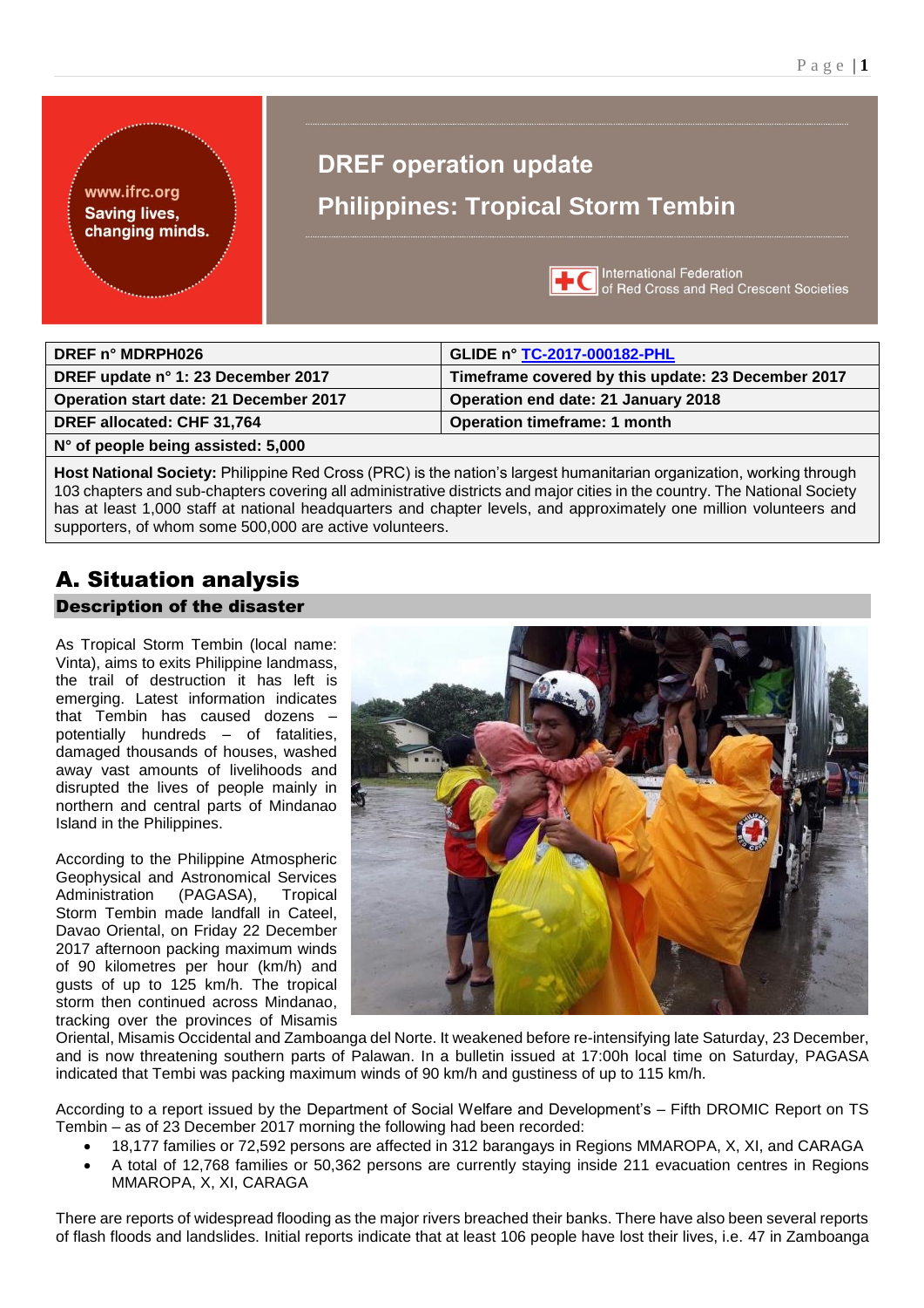# DREF operation update

# Philippines: Tropical Storm Tembin

| DREF n° MDRPH026 | GLIDE n° TC-2017-000182-PHL |
|---|---|
| DREF update n° 1: 23 December 2017 | Timeframe covered by this update: 23 December 2017 |
| Operation start date: 21 December 2017 | Operation end date: 21 January 2018 |
| DREF allocated: CHF 31,764 | Operation timeframe: 1 month |
| N° of people being assisted: 5,000 | |

**Host National Society:** Philippine Red Cross (PRC) is the nation's largest humanitarian organization, working through 103 chapters and sub-chapters covering all administrative districts and major cities in the country. The National Society has at least 1,000 staff at national headquarters and chapter levels, and approximately one million volunteers and supporters, of whom some 500,000 are active volunteers.

## A. Situation analysis

### Description of the disaster

As Tropical Storm Tembin (local name: Vinta), aims to exits Philippine landmass, the trail of destruction it has left is emerging. Latest information indicates that Tembin has caused dozens – potentially hundreds – of fatalities, damaged thousands of houses, washed away vast amounts of livelihoods and disrupted the lives of people mainly in northern and central parts of Mindanao Island in the Philippines.

According to the Philippine Atmospheric Geophysical and Astronomical Services Administration (PAGASA), Tropical Storm Tembin made landfall in Cateel, Davao Oriental, on Friday 22 December 2017 afternoon packing maximum winds of 90 kilometres per hour (km/h) and gusts of up to 125 km/h. The tropical storm then continued across Mindanao, tracking over the provinces of Misamis Oriental, Misamis Occidental and Zamboanga del Norte. It weakened before re-intensifying late Saturday, 23 December, and is now threatening southern parts of Palawan. In a bulletin issued at 17:00h local time on Saturday, PAGASA indicated that Tembi was packing maximum winds of 90 km/h and gustiness of up to 115 km/h.

According to a report issued by the Department of Social Welfare and Development's – Fifth DROMIC Report on TS Tembin – as of 23 December 2017 morning the following had been recorded:

- 18,177 families or 72,592 persons are affected in 312 barangays in Regions MMAROPA, X, XI, and CARAGA
- A total of 12,768 families or 50,362 persons are currently staying inside 211 evacuation centres in Regions MMAROPA, X, XI, CARAGA

There are reports of widespread flooding as the major rivers breached their banks. There have also been several reports of flash floods and landslides. Initial reports indicate that at least 106 people have lost their lives, i.e. 47 in Zamboanga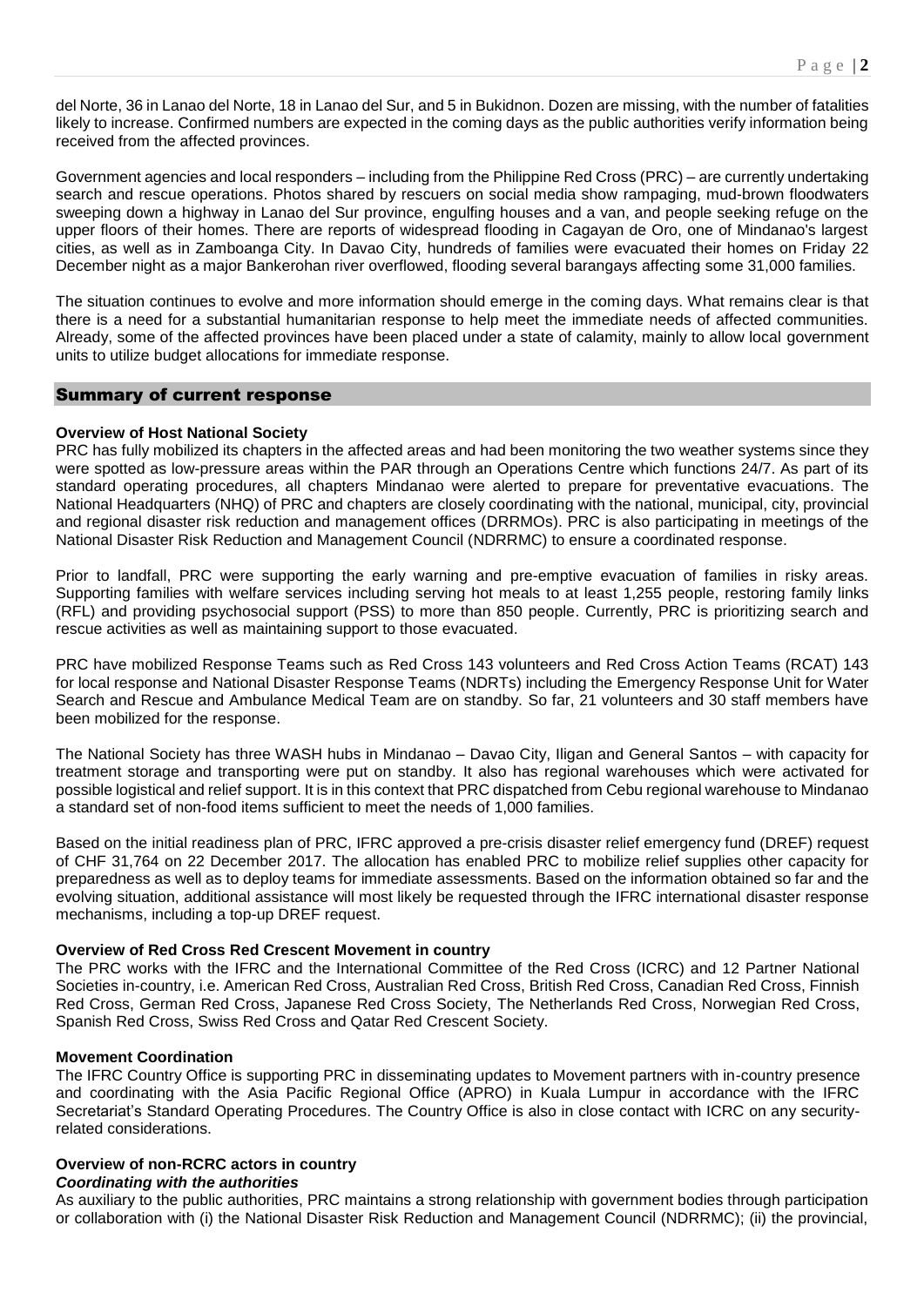del Norte, 36 in Lanao del Norte, 18 in Lanao del Sur, and 5 in Bukidnon. Dozen are missing, with the number of fatalities likely to increase. Confirmed numbers are expected in the coming days as the public authorities verify information being received from the affected provinces.

Government agencies and local responders – including from the Philippine Red Cross (PRC) – are currently undertaking search and rescue operations. Photos shared by rescuers on social media show rampaging, mud-brown floodwaters sweeping down a highway in Lanao del Sur province, engulfing houses and a van, and people seeking refuge on the upper floors of their homes. There are reports of widespread flooding in Cagayan de Oro, one of Mindanao's largest cities, as well as in Zamboanga City. In Davao City, hundreds of families were evacuated their homes on Friday 22 December night as a major Bankerohan river overflowed, flooding several barangays affecting some 31,000 families.

The situation continues to evolve and more information should emerge in the coming days. What remains clear is that there is a need for a substantial humanitarian response to help meet the immediate needs of affected communities. Already, some of the affected provinces have been placed under a state of calamity, mainly to allow local government units to utilize budget allocations for immediate response.

## Summary of current response

**Overview of Host National Society**

PRC has fully mobilized its chapters in the affected areas and had been monitoring the two weather systems since they were spotted as low-pressure areas within the PAR through an Operations Centre which functions 24/7. As part of its standard operating procedures, all chapters Mindanao were alerted to prepare for preventative evacuations. The National Headquarters (NHQ) of PRC and chapters are closely coordinating with the national, municipal, city, provincial and regional disaster risk reduction and management offices (DRRMOs). PRC is also participating in meetings of the National Disaster Risk Reduction and Management Council (NDRRMC) to ensure a coordinated response.

Prior to landfall, PRC were supporting the early warning and pre-emptive evacuation of families in risky areas. Supporting families with welfare services including serving hot meals to at least 1,255 people, restoring family links (RFL) and providing psychosocial support (PSS) to more than 850 people. Currently, PRC is prioritizing search and rescue activities as well as maintaining support to those evacuated.

PRC have mobilized Response Teams such as Red Cross 143 volunteers and Red Cross Action Teams (RCAT) 143 for local response and National Disaster Response Teams (NDRTs) including the Emergency Response Unit for Water Search and Rescue and Ambulance Medical Team are on standby. So far, 21 volunteers and 30 staff members have been mobilized for the response.

The National Society has three WASH hubs in Mindanao – Davao City, Iligan and General Santos – with capacity for treatment storage and transporting were put on standby. It also has regional warehouses which were activated for possible logistical and relief support. It is in this context that PRC dispatched from Cebu regional warehouse to Mindanao a standard set of non-food items sufficient to meet the needs of 1,000 families.

Based on the initial readiness plan of PRC, IFRC approved a pre-crisis disaster relief emergency fund (DREF) request of CHF 31,764 on 22 December 2017. The allocation has enabled PRC to mobilize relief supplies other capacity for preparedness as well as to deploy teams for immediate assessments. Based on the information obtained so far and the evolving situation, additional assistance will most likely be requested through the IFRC international disaster response mechanisms, including a top-up DREF request.

**Overview of Red Cross Red Crescent Movement in country**

The PRC works with the IFRC and the International Committee of the Red Cross (ICRC) and 12 Partner National Societies in-country, i.e. American Red Cross, Australian Red Cross, British Red Cross, Canadian Red Cross, Finnish Red Cross, German Red Cross, Japanese Red Cross Society, The Netherlands Red Cross, Norwegian Red Cross, Spanish Red Cross, Swiss Red Cross and Qatar Red Crescent Society.

**Movement Coordination**

The IFRC Country Office is supporting PRC in disseminating updates to Movement partners with in-country presence and coordinating with the Asia Pacific Regional Office (APRO) in Kuala Lumpur in accordance with the IFRC Secretariat's Standard Operating Procedures. The Country Office is also in close contact with ICRC on any security-related considerations.

**Overview of non-RCRC actors in country**

***Coordinating with the authorities***

As auxiliary to the public authorities, PRC maintains a strong relationship with government bodies through participation or collaboration with (i) the National Disaster Risk Reduction and Management Council (NDRRMC); (ii) the provincial,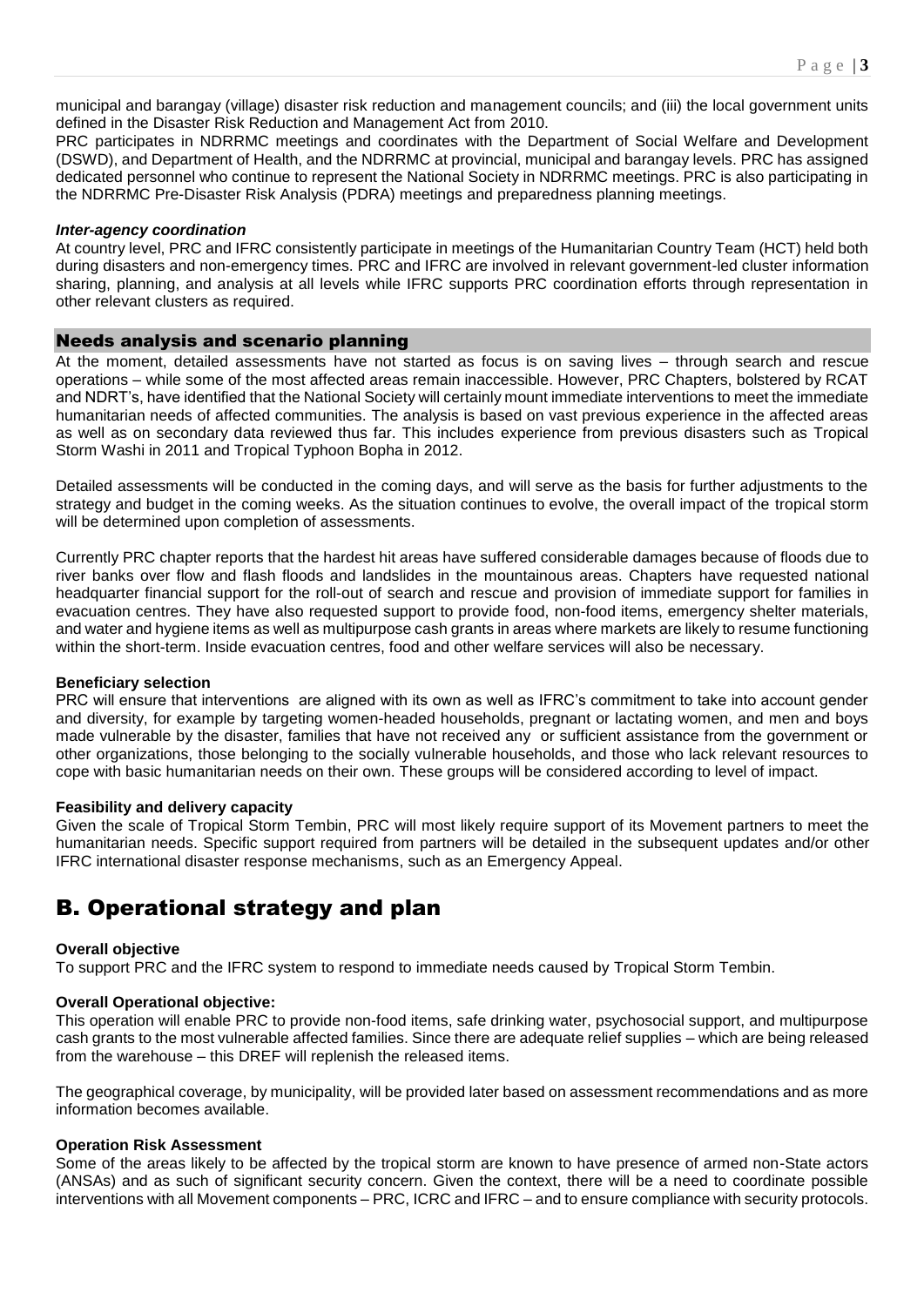municipal and barangay (village) disaster risk reduction and management councils; and (iii) the local government units defined in the Disaster Risk Reduction and Management Act from 2010.

PRC participates in NDRRMC meetings and coordinates with the Department of Social Welfare and Development (DSWD), and Department of Health, and the NDRRMC at provincial, municipal and barangay levels. PRC has assigned dedicated personnel who continue to represent the National Society in NDRRMC meetings. PRC is also participating in the NDRRMC Pre-Disaster Risk Analysis (PDRA) meetings and preparedness planning meetings.

***Inter-agency coordination***

At country level, PRC and IFRC consistently participate in meetings of the Humanitarian Country Team (HCT) held both during disasters and non-emergency times. PRC and IFRC are involved in relevant government-led cluster information sharing, planning, and analysis at all levels while IFRC supports PRC coordination efforts through representation in other relevant clusters as required.

## Needs analysis and scenario planning

At the moment, detailed assessments have not started as focus is on saving lives – through search and rescue operations – while some of the most affected areas remain inaccessible. However, PRC Chapters, bolstered by RCAT and NDRT's, have identified that the National Society will certainly mount immediate interventions to meet the immediate humanitarian needs of affected communities. The analysis is based on vast previous experience in the affected areas as well as on secondary data reviewed thus far. This includes experience from previous disasters such as Tropical Storm Washi in 2011 and Tropical Typhoon Bopha in 2012.

Detailed assessments will be conducted in the coming days, and will serve as the basis for further adjustments to the strategy and budget in the coming weeks. As the situation continues to evolve, the overall impact of the tropical storm will be determined upon completion of assessments.

Currently PRC chapter reports that the hardest hit areas have suffered considerable damages because of floods due to river banks over flow and flash floods and landslides in the mountainous areas. Chapters have requested national headquarter financial support for the roll-out of search and rescue and provision of immediate support for families in evacuation centres. They have also requested support to provide food, non-food items, emergency shelter materials, and water and hygiene items as well as multipurpose cash grants in areas where markets are likely to resume functioning within the short-term. Inside evacuation centres, food and other welfare services will also be necessary.

**Beneficiary selection**

PRC will ensure that interventions are aligned with its own as well as IFRC's commitment to take into account gender and diversity, for example by targeting women-headed households, pregnant or lactating women, and men and boys made vulnerable by the disaster, families that have not received any or sufficient assistance from the government or other organizations, those belonging to the socially vulnerable households, and those who lack relevant resources to cope with basic humanitarian needs on their own. These groups will be considered according to level of impact.

**Feasibility and delivery capacity**

Given the scale of Tropical Storm Tembin, PRC will most likely require support of its Movement partners to meet the humanitarian needs. Specific support required from partners will be detailed in the subsequent updates and/or other IFRC international disaster response mechanisms, such as an Emergency Appeal.

# B. Operational strategy and plan

**Overall objective**

To support PRC and the IFRC system to respond to immediate needs caused by Tropical Storm Tembin.

**Overall Operational objective:**

This operation will enable PRC to provide non-food items, safe drinking water, psychosocial support, and multipurpose cash grants to the most vulnerable affected families. Since there are adequate relief supplies – which are being released from the warehouse – this DREF will replenish the released items.

The geographical coverage, by municipality, will be provided later based on assessment recommendations and as more information becomes available.

**Operation Risk Assessment**

Some of the areas likely to be affected by the tropical storm are known to have presence of armed non-State actors (ANSAs) and as such of significant security concern. Given the context, there will be a need to coordinate possible interventions with all Movement components – PRC, ICRC and IFRC – and to ensure compliance with security protocols.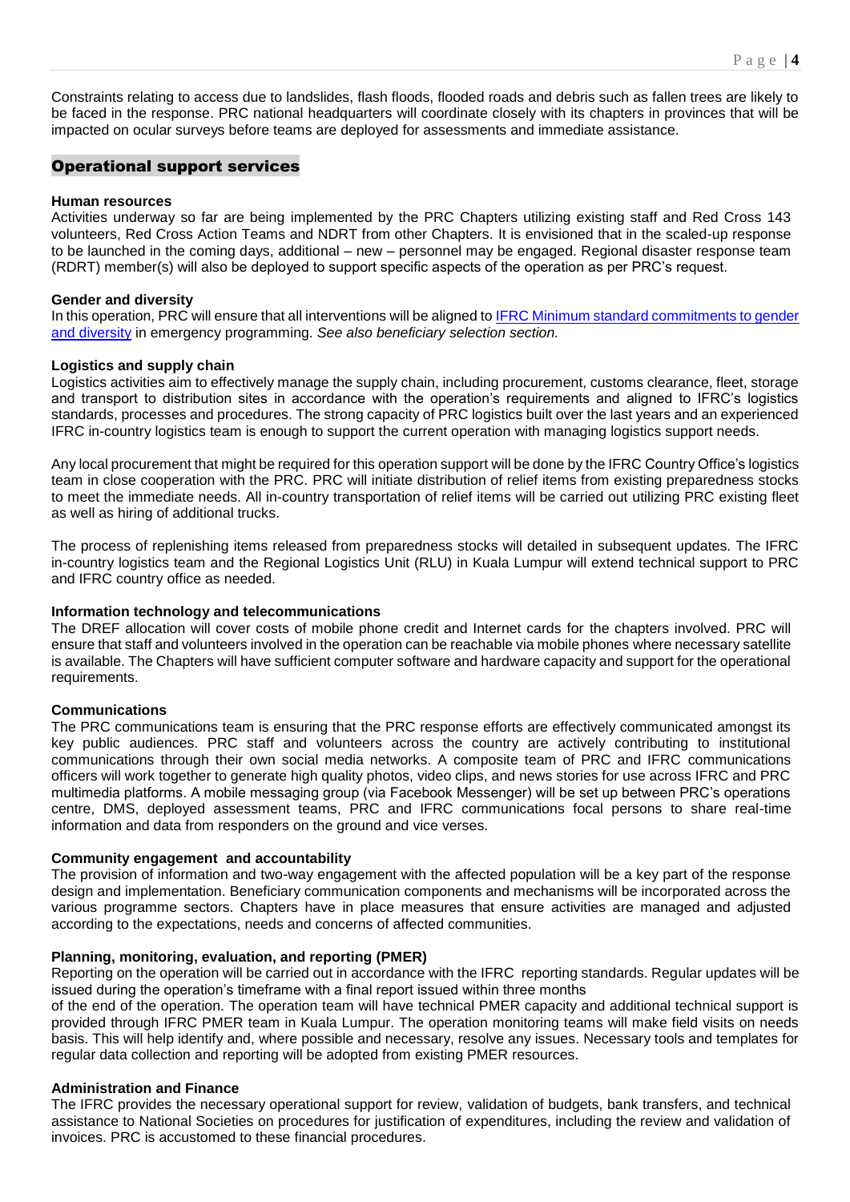Constraints relating to access due to landslides, flash floods, flooded roads and debris such as fallen trees are likely to be faced in the response. PRC national headquarters will coordinate closely with its chapters in provinces that will be impacted on ocular surveys before teams are deployed for assessments and immediate assistance.

## Operational support services

**Human resources**

Activities underway so far are being implemented by the PRC Chapters utilizing existing staff and Red Cross 143 volunteers, Red Cross Action Teams and NDRT from other Chapters. It is envisioned that in the scaled-up response to be launched in the coming days, additional – new – personnel may be engaged. Regional disaster response team (RDRT) member(s) will also be deployed to support specific aspects of the operation as per PRC's request.

**Gender and diversity**

In this operation, PRC will ensure that all interventions will be aligned to IFRC Minimum standard commitments to gender and diversity in emergency programming. *See also beneficiary selection section.*

**Logistics and supply chain**

Logistics activities aim to effectively manage the supply chain, including procurement, customs clearance, fleet, storage and transport to distribution sites in accordance with the operation's requirements and aligned to IFRC's logistics standards, processes and procedures. The strong capacity of PRC logistics built over the last years and an experienced IFRC in-country logistics team is enough to support the current operation with managing logistics support needs.

Any local procurement that might be required for this operation support will be done by the IFRC Country Office's logistics team in close cooperation with the PRC. PRC will initiate distribution of relief items from existing preparedness stocks to meet the immediate needs. All in-country transportation of relief items will be carried out utilizing PRC existing fleet as well as hiring of additional trucks.

The process of replenishing items released from preparedness stocks will detailed in subsequent updates. The IFRC in-country logistics team and the Regional Logistics Unit (RLU) in Kuala Lumpur will extend technical support to PRC and IFRC country office as needed.

**Information technology and telecommunications**

The DREF allocation will cover costs of mobile phone credit and Internet cards for the chapters involved. PRC will ensure that staff and volunteers involved in the operation can be reachable via mobile phones where necessary satellite is available. The Chapters will have sufficient computer software and hardware capacity and support for the operational requirements.

**Communications**

The PRC communications team is ensuring that the PRC response efforts are effectively communicated amongst its key public audiences. PRC staff and volunteers across the country are actively contributing to institutional communications through their own social media networks. A composite team of PRC and IFRC communications officers will work together to generate high quality photos, video clips, and news stories for use across IFRC and PRC multimedia platforms. A mobile messaging group (via Facebook Messenger) will be set up between PRC's operations centre, DMS, deployed assessment teams, PRC and IFRC communications focal persons to share real-time information and data from responders on the ground and vice verses.

**Community engagement and accountability**

The provision of information and two-way engagement with the affected population will be a key part of the response design and implementation. Beneficiary communication components and mechanisms will be incorporated across the various programme sectors. Chapters have in place measures that ensure activities are managed and adjusted according to the expectations, needs and concerns of affected communities.

**Planning, monitoring, evaluation, and reporting (PMER)**

Reporting on the operation will be carried out in accordance with the IFRC reporting standards. Regular updates will be issued during the operation's timeframe with a final report issued within three months of the end of the operation. The operation team will have technical PMER capacity and additional technical support is provided through IFRC PMER team in Kuala Lumpur. The operation monitoring teams will make field visits on needs basis. This will help identify and, where possible and necessary, resolve any issues. Necessary tools and templates for regular data collection and reporting will be adopted from existing PMER resources.

**Administration and Finance**

The IFRC provides the necessary operational support for review, validation of budgets, bank transfers, and technical assistance to National Societies on procedures for justification of expenditures, including the review and validation of invoices. PRC is accustomed to these financial procedures.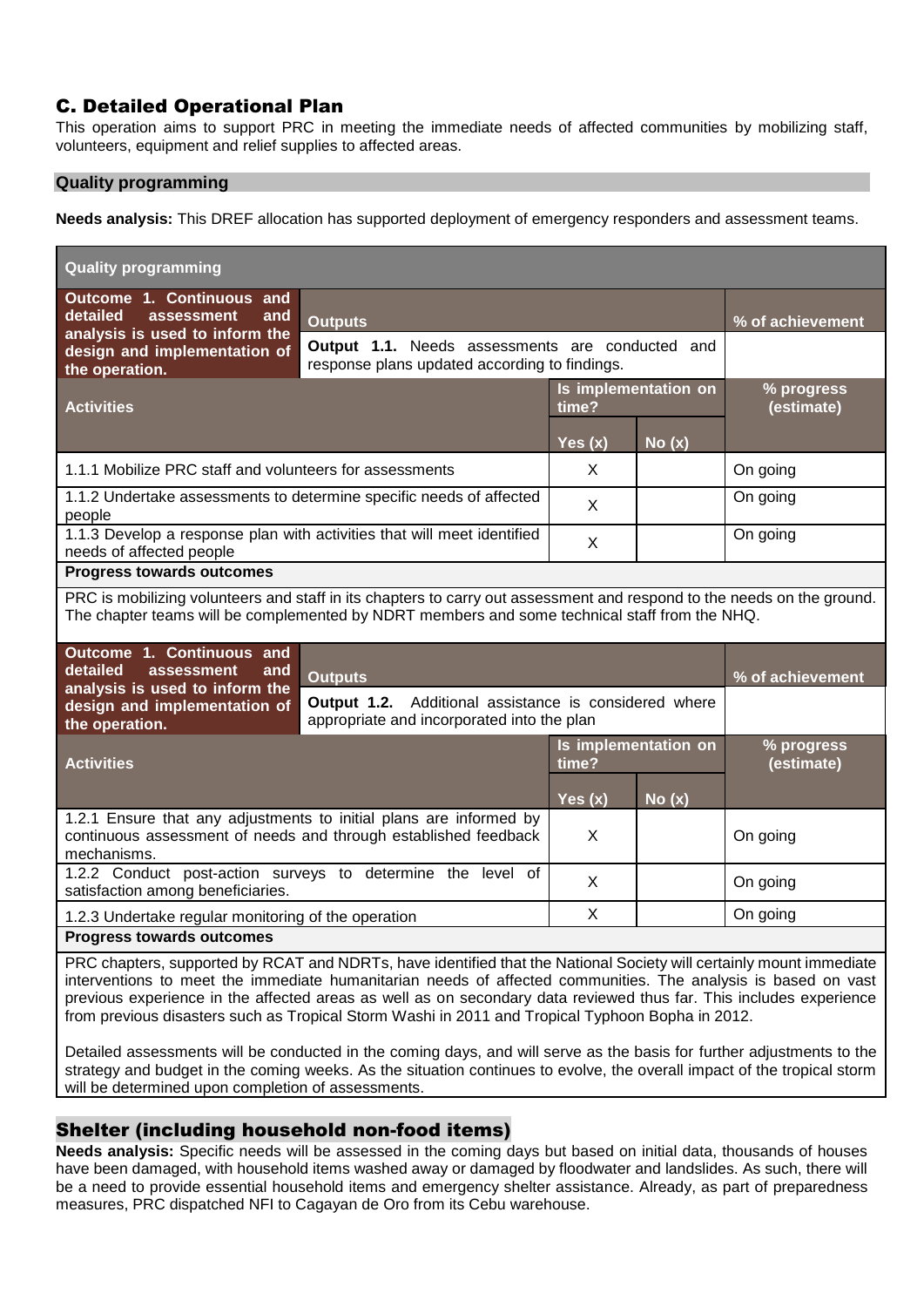## C. Detailed Operational Plan

This operation aims to support PRC in meeting the immediate needs of affected communities by mobilizing staff, volunteers, equipment and relief supplies to affected areas.

### Quality programming

**Needs analysis:** This DREF allocation has supported deployment of emergency responders and assessment teams.

| Quality programming | | | |
|---|---|---|---|
| **Outcome 1. Continuous and detailed assessment and analysis is used to inform the design and implementation of the operation.** | **Outputs** | | **% of achievement** |
| | **Output 1.1.** Needs assessments are conducted and response plans updated according to findings. | | |
| **Activities** | **Is implementation on time?** | | **% progress (estimate)** |
| | **Yes (x)** | **No (x)** | |
| 1.1.1 Mobilize PRC staff and volunteers for assessments | X | | On going |
| 1.1.2 Undertake assessments to determine specific needs of affected people | X | | On going |
| 1.1.3 Develop a response plan with activities that will meet identified needs of affected people | X | | On going |

**Progress towards outcomes**

PRC is mobilizing volunteers and staff in its chapters to carry out assessment and respond to the needs on the ground. The chapter teams will be complemented by NDRT members and some technical staff from the NHQ.

| **Outcome 1. Continuous and detailed assessment and analysis is used to inform the design and implementation of the operation.** | **Outputs** | | **% of achievement** |
|---|---|---|---|
| | **Output 1.2.** Additional assistance is considered where appropriate and incorporated into the plan | | |
| **Activities** | **Is implementation on time?** | | **% progress (estimate)** |
| | **Yes (x)** | **No (x)** | |
| 1.2.1 Ensure that any adjustments to initial plans are informed by continuous assessment of needs and through established feedback mechanisms. | X | | On going |
| 1.2.2 Conduct post-action surveys to determine the level of satisfaction among beneficiaries. | X | | On going |
| 1.2.3 Undertake regular monitoring of the operation | X | | On going |

**Progress towards outcomes**

PRC chapters, supported by RCAT and NDRTs, have identified that the National Society will certainly mount immediate interventions to meet the immediate humanitarian needs of affected communities. The analysis is based on vast previous experience in the affected areas as well as on secondary data reviewed thus far. This includes experience from previous disasters such as Tropical Storm Washi in 2011 and Tropical Typhoon Bopha in 2012.

Detailed assessments will be conducted in the coming days, and will serve as the basis for further adjustments to the strategy and budget in the coming weeks. As the situation continues to evolve, the overall impact of the tropical storm will be determined upon completion of assessments.

## Shelter (including household non-food items)

**Needs analysis:** Specific needs will be assessed in the coming days but based on initial data, thousands of houses have been damaged, with household items washed away or damaged by floodwater and landslides. As such, there will be a need to provide essential household items and emergency shelter assistance. Already, as part of preparedness measures, PRC dispatched NFI to Cagayan de Oro from its Cebu warehouse.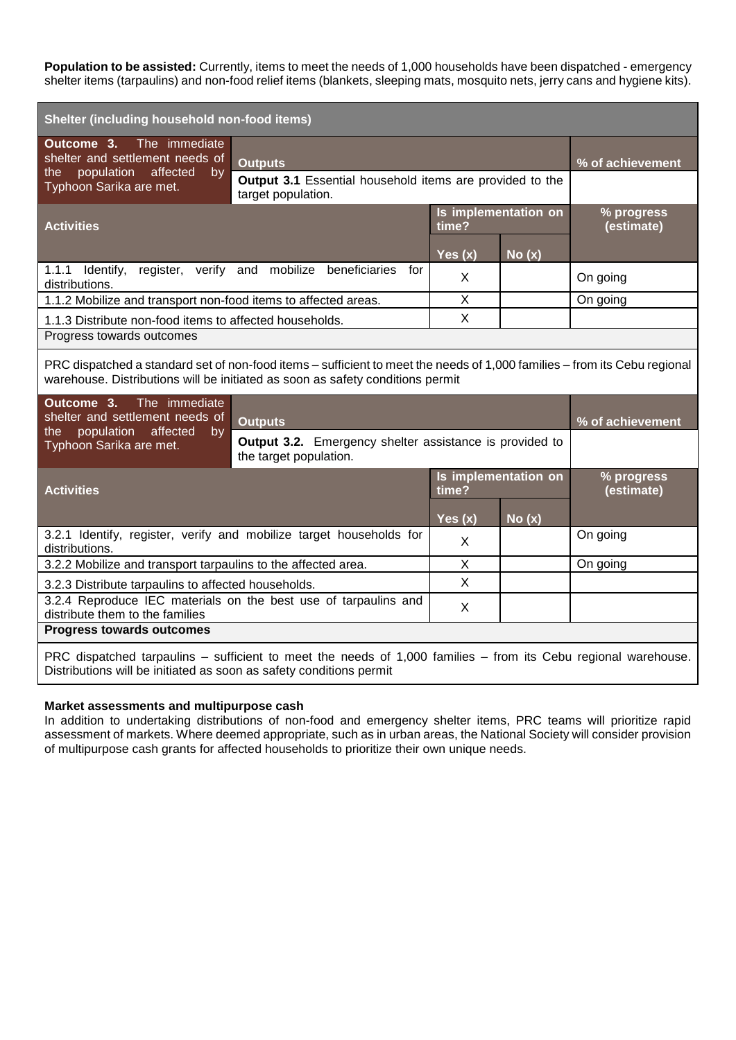**Population to be assisted:** Currently, items to meet the needs of 1,000 households have been dispatched - emergency shelter items (tarpaulins) and non-food relief items (blankets, sleeping mats, mosquito nets, jerry cans and hygiene kits).

| **Shelter (including household non-food items)** | | | | |
|---|---|---|---|---|
| **Outcome 3.** The immediate shelter and settlement needs of the population affected by Typhoon Sarika are met. | **Outputs** | | | **% of achievement** |
| | **Output 3.1** Essential household items are provided to the target population. | | | |
| **Activities** | | **Is implementation on time?** | | **% progress (estimate)** |
| | | **Yes (x)** | **No (x)** | |
| 1.1.1 Identify, register, verify and mobilize beneficiaries for distributions. | | X | | On going |
| 1.1.2 Mobilize and transport non-food items to affected areas. | | X | | On going |
| 1.1.3 Distribute non-food items to affected households. | | X | | |
| Progress towards outcomes | | | | |
| PRC dispatched a standard set of non-food items – sufficient to meet the needs of 1,000 families – from its Cebu regional warehouse. Distributions will be initiated as soon as safety conditions permit | | | | |
| **Outcome 3.** The immediate shelter and settlement needs of the population affected by Typhoon Sarika are met. | **Outputs** | | | **% of achievement** |
| | **Output 3.2.** Emergency shelter assistance is provided to the target population. | | | |
| **Activities** | | **Is implementation on time?** | | **% progress (estimate)** |
| | | **Yes (x)** | **No (x)** | |
| 3.2.1 Identify, register, verify and mobilize target households for distributions. | | X | | On going |
| 3.2.2 Mobilize and transport tarpaulins to the affected area. | | X | | On going |
| 3.2.3 Distribute tarpaulins to affected households. | | X | | |
| 3.2.4 Reproduce IEC materials on the best use of tarpaulins and distribute them to the families | | X | | |
| **Progress towards outcomes** | | | | |
| PRC dispatched tarpaulins – sufficient to meet the needs of 1,000 families – from its Cebu regional warehouse. Distributions will be initiated as soon as safety conditions permit | | | | |

**Market assessments and multipurpose cash**

In addition to undertaking distributions of non-food and emergency shelter items, PRC teams will prioritize rapid assessment of markets. Where deemed appropriate, such as in urban areas, the National Society will consider provision of multipurpose cash grants for affected households to prioritize their own unique needs.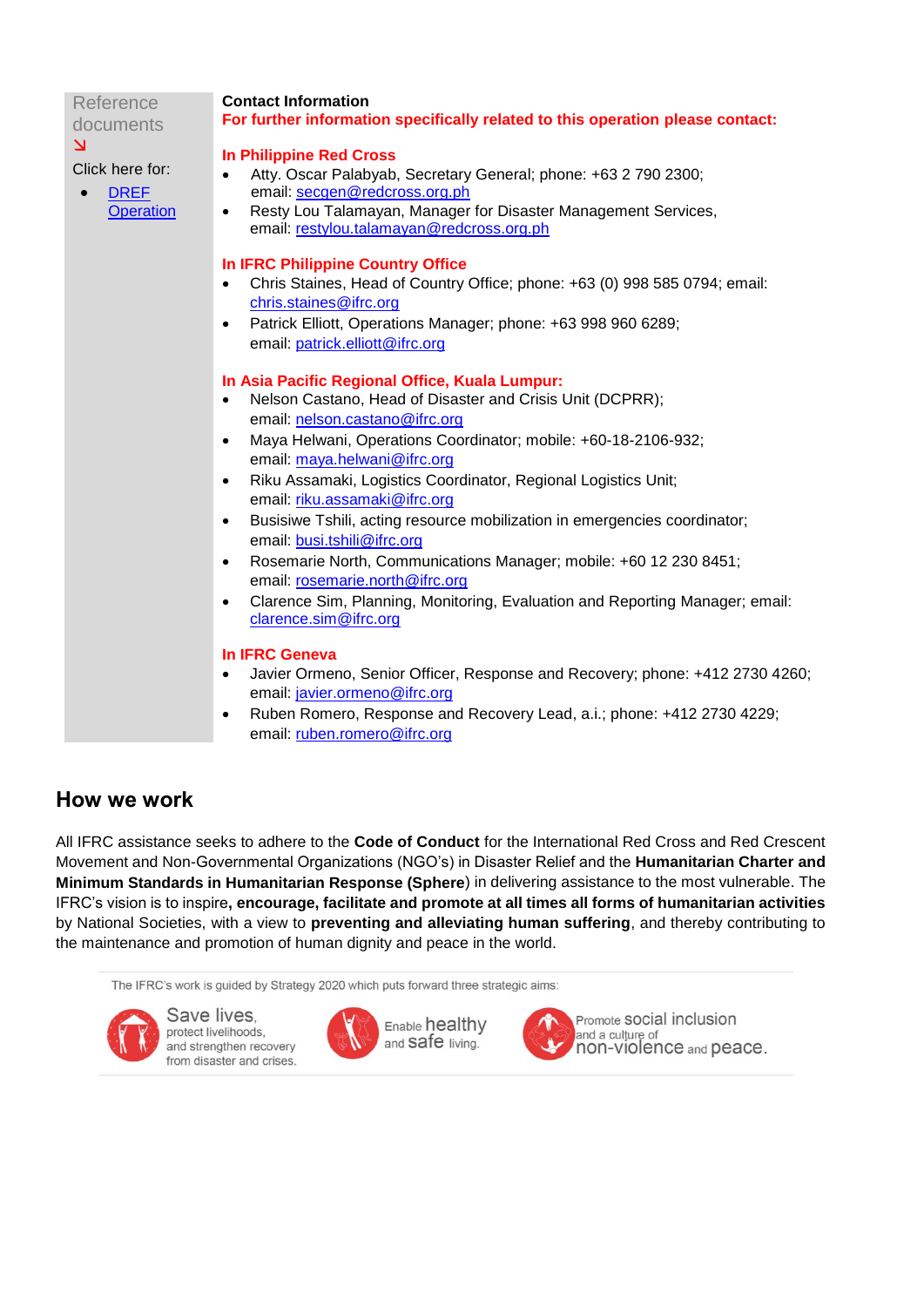Reference documents
↘

Click here for:

- DREF Operation

**Contact Information**

**For further information specifically related to this operation please contact:**

**In Philippine Red Cross**

- Atty. Oscar Palabyab, Secretary General; phone: +63 2 790 2300; email: secgen@redcross.org.ph
- Resty Lou Talamayan, Manager for Disaster Management Services, email: restylou.talamayan@redcross.org.ph

**In IFRC Philippine Country Office**

- Chris Staines, Head of Country Office; phone: +63 (0) 998 585 0794; email: chris.staines@ifrc.org
- Patrick Elliott, Operations Manager; phone: +63 998 960 6289; email: patrick.elliott@ifrc.org

**In Asia Pacific Regional Office, Kuala Lumpur:**

- Nelson Castano, Head of Disaster and Crisis Unit (DCPRR); email: nelson.castano@ifrc.org
- Maya Helwani, Operations Coordinator; mobile: +60-18-2106-932; email: maya.helwani@ifrc.org
- Riku Assamaki, Logistics Coordinator, Regional Logistics Unit; email: riku.assamaki@ifrc.org
- Busisiwe Tshili, acting resource mobilization in emergencies coordinator; email: busi.tshili@ifrc.org
- Rosemarie North, Communications Manager; mobile: +60 12 230 8451; email: rosemarie.north@ifrc.org
- Clarence Sim, Planning, Monitoring, Evaluation and Reporting Manager; email: clarence.sim@ifrc.org

**In IFRC Geneva**

- Javier Ormeno, Senior Officer, Response and Recovery; phone: +412 2730 4260; email: javier.ormeno@ifrc.org
- Ruben Romero, Response and Recovery Lead, a.i.; phone: +412 2730 4229; email: ruben.romero@ifrc.org

## How we work

All IFRC assistance seeks to adhere to the **Code of Conduct** for the International Red Cross and Red Crescent Movement and Non-Governmental Organizations (NGO's) in Disaster Relief and the **Humanitarian Charter and Minimum Standards in Humanitarian Response (Sphere**) in delivering assistance to the most vulnerable. The IFRC's vision is to inspire**, encourage, facilitate and promote at all times all forms of humanitarian activities** by National Societies, with a view to **preventing and alleviating human suffering**, and thereby contributing to the maintenance and promotion of human dignity and peace in the world.

The IFRC's work is guided by Strategy 2020 which puts forward three strategic aims:

Save lives, protect livelihoods, and strengthen recovery from disaster and crises.

Enable healthy and safe living.

Promote social inclusion and a culture of non-violence and peace.